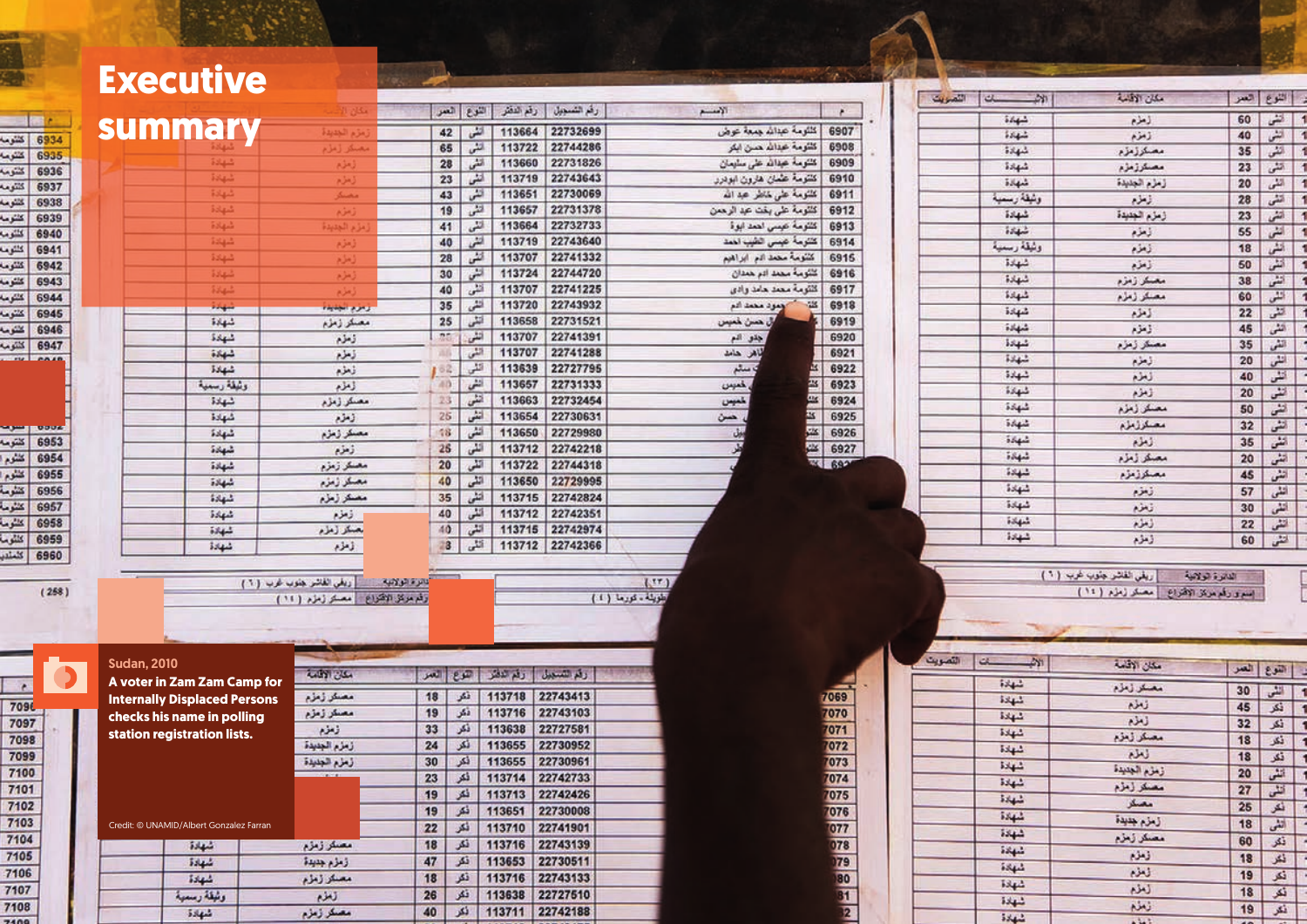# Executive summary

Sudan, 2010

**A voter in Zam Zam Camp for Internally Displaced Persons checks his name in polling station registration lists.**

Credit: © UNAMID/Albert Gonzalez Farran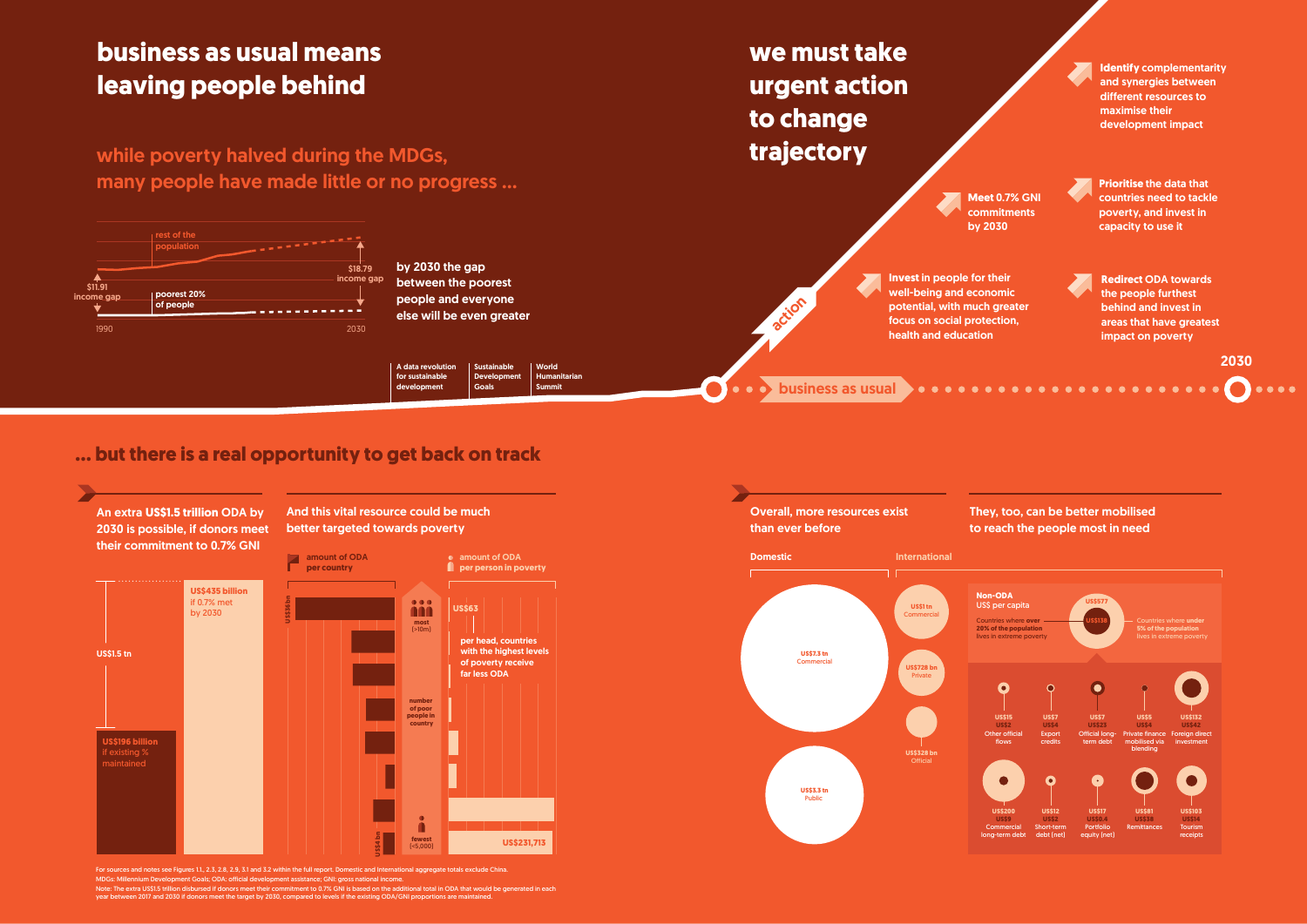# business as usual means leaving people behind

## while poverty halved during the MDGs, many people have made little or no progress ...

rest of the population

poorest 20% of people

$11.91 income gap

$18.79 income gap

1990 — 2030

**by 2030 the gap between the poorest people and everyone else will be even greater**

A data revolution for sustainable development | Sustainable Development Goals | World Humanitarian Summit

# we must take urgent action to change trajectory

action

business as usual

2030

- **Meet** 0.7% GNI commitments by 2030
- **Invest** in people for their well-being and economic potential, with much greater focus on social protection, health and education
- **Identify** complementarity and synergies between different resources to maximise their development impact
- **Prioritise** the data that countries need to tackle poverty, and invest in capacity to use it
- **Redirect** ODA towards the people furthest behind and invest in areas that have greatest impact on poverty

## ... but there is a real opportunity to get back on track

### An extra **US$1.5 trillion** ODA by 2030 is possible, if donors meet their commitment to 0.7% GNI

US$1.5 tn

US$196 billion if existing % maintained

US$435 billion if 0.7% met by 2030

### And this vital resource could be much better targeted towards poverty

amount of ODA per country

amount of ODA per person in poverty

US$36bn

US$4bn

number of poor people in country: most (>10m) — fewest (<5,000)

US$63

per head, countries with the highest levels of poverty receive far less ODA

US$231,713

### Overall, more resources exist than ever before

**Domestic**

- US$7.3 tn Commercial
- US$3.3 tn Public

**International**

- US$1 tn Commercial
- US$728 bn Private
- US$328 bn Official

### They, too, can be better mobilised to reach the people most in need

**Non-ODA**
US$ per capita

Countries where **over 20% of the population** lives in extreme poverty: US$138

Countries where **under 5% of the population** lives in extreme poverty: US$577

| Flow | Under 5% | Over 20% |
|---|---|---|
| Other official flows | US$15 | US$2 |
| Export credits | US$7 | US$4 |
| Official long-term debt | US$7 | US$23 |
| Private finance mobilised via blending | US$5 | US$4 |
| Foreign direct investment | US$132 | US$42 |
| Commercial long-term debt | US$200 | US$9 |
| Short-term debt (net) | US$12 | US$2 |
| Portfolio equity (net) | US$17 | US$0.4 |
| Remittances | US$81 | US$38 |
| Tourism receipts | US$103 | US$14 |

For sources and notes see Figures 1.1, 2.3, 2.8, 2.9, 3.1 and 3.2 within the full report. Domestic and international aggregate totals exclude China.
MDGs: Millennium Development Goals; ODA: official development assistance; GNI: gross national income.
Note: The extra US$1.5 trillion disbursed if donors meet their commitment to 0.7% GNI is based on the additional total in ODA that would be generated in each year between 2017 and 2030 if donors meet the target by 2030, compared to levels if the existing ODA/GNI proportions are maintained.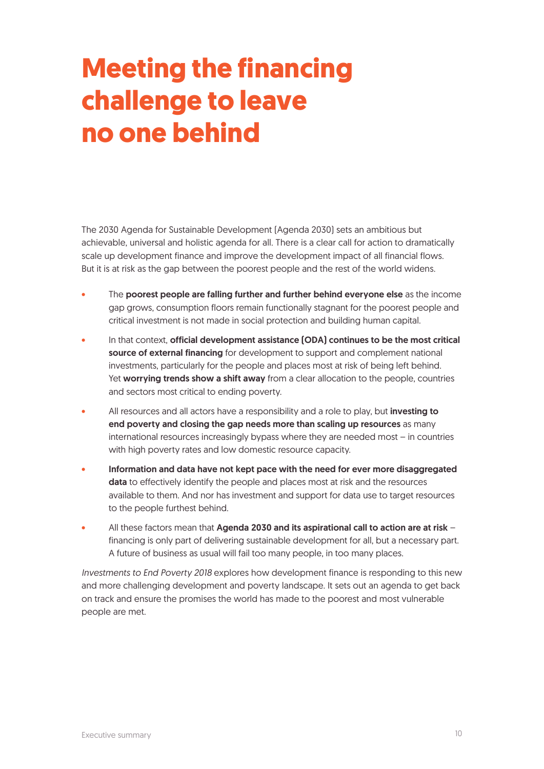# Meeting the financing challenge to leave no one behind

The 2030 Agenda for Sustainable Development (Agenda 2030) sets an ambitious but achievable, universal and holistic agenda for all. There is a clear call for action to dramatically scale up development finance and improve the development impact of all financial flows. But it is at risk as the gap between the poorest people and the rest of the world widens.

- The **poorest people are falling further and further behind everyone else** as the income gap grows, consumption floors remain functionally stagnant for the poorest people and critical investment is not made in social protection and building human capital.
- In that context, **official development assistance (ODA) continues to be the most critical source of external financing** for development to support and complement national investments, particularly for the people and places most at risk of being left behind. Yet **worrying trends show a shift away** from a clear allocation to the people, countries and sectors most critical to ending poverty.
- All resources and all actors have a responsibility and a role to play, but **investing to end poverty and closing the gap needs more than scaling up resources** as many international resources increasingly bypass where they are needed most – in countries with high poverty rates and low domestic resource capacity.
- **Information and data have not kept pace with the need for ever more disaggregated data** to effectively identify the people and places most at risk and the resources available to them. And nor has investment and support for data use to target resources to the people furthest behind.
- All these factors mean that **Agenda 2030 and its aspirational call to action are at risk** – financing is only part of delivering sustainable development for all, but a necessary part. A future of business as usual will fail too many people, in too many places.

*Investments to End Poverty 2018* explores how development finance is responding to this new and more challenging development and poverty landscape. It sets out an agenda to get back on track and ensure the promises the world has made to the poorest and most vulnerable people are met.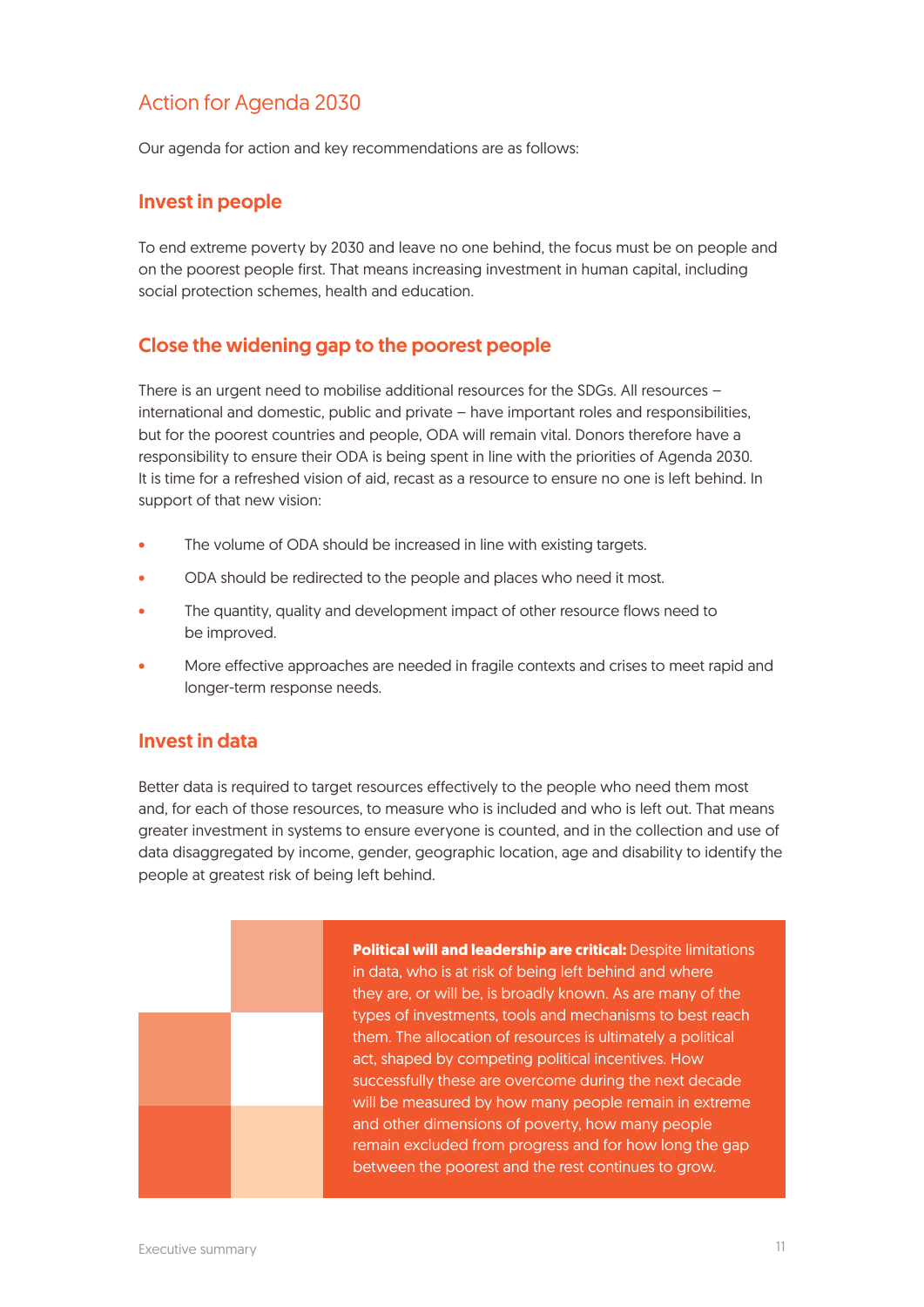## Action for Agenda 2030

Our agenda for action and key recommendations are as follows:

### Invest in people

To end extreme poverty by 2030 and leave no one behind, the focus must be on people and on the poorest people first. That means increasing investment in human capital, including social protection schemes, health and education.

### Close the widening gap to the poorest people

There is an urgent need to mobilise additional resources for the SDGs. All resources – international and domestic, public and private – have important roles and responsibilities, but for the poorest countries and people, ODA will remain vital. Donors therefore have a responsibility to ensure their ODA is being spent in line with the priorities of Agenda 2030. It is time for a refreshed vision of aid, recast as a resource to ensure no one is left behind. In support of that new vision:

- The volume of ODA should be increased in line with existing targets.
- ODA should be redirected to the people and places who need it most.
- The quantity, quality and development impact of other resource flows need to be improved.
- More effective approaches are needed in fragile contexts and crises to meet rapid and longer-term response needs.

### Invest in data

Better data is required to target resources effectively to the people who need them most and, for each of those resources, to measure who is included and who is left out. That means greater investment in systems to ensure everyone is counted, and in the collection and use of data disaggregated by income, gender, geographic location, age and disability to identify the people at greatest risk of being left behind.

**Political will and leadership are critical:** Despite limitations in data, who is at risk of being left behind and where they are, or will be, is broadly known. As are many of the types of investments, tools and mechanisms to best reach them. The allocation of resources is ultimately a political act, shaped by competing political incentives. How successfully these are overcome during the next decade will be measured by how many people remain in extreme and other dimensions of poverty, how many people remain excluded from progress and for how long the gap between the poorest and the rest continues to grow.